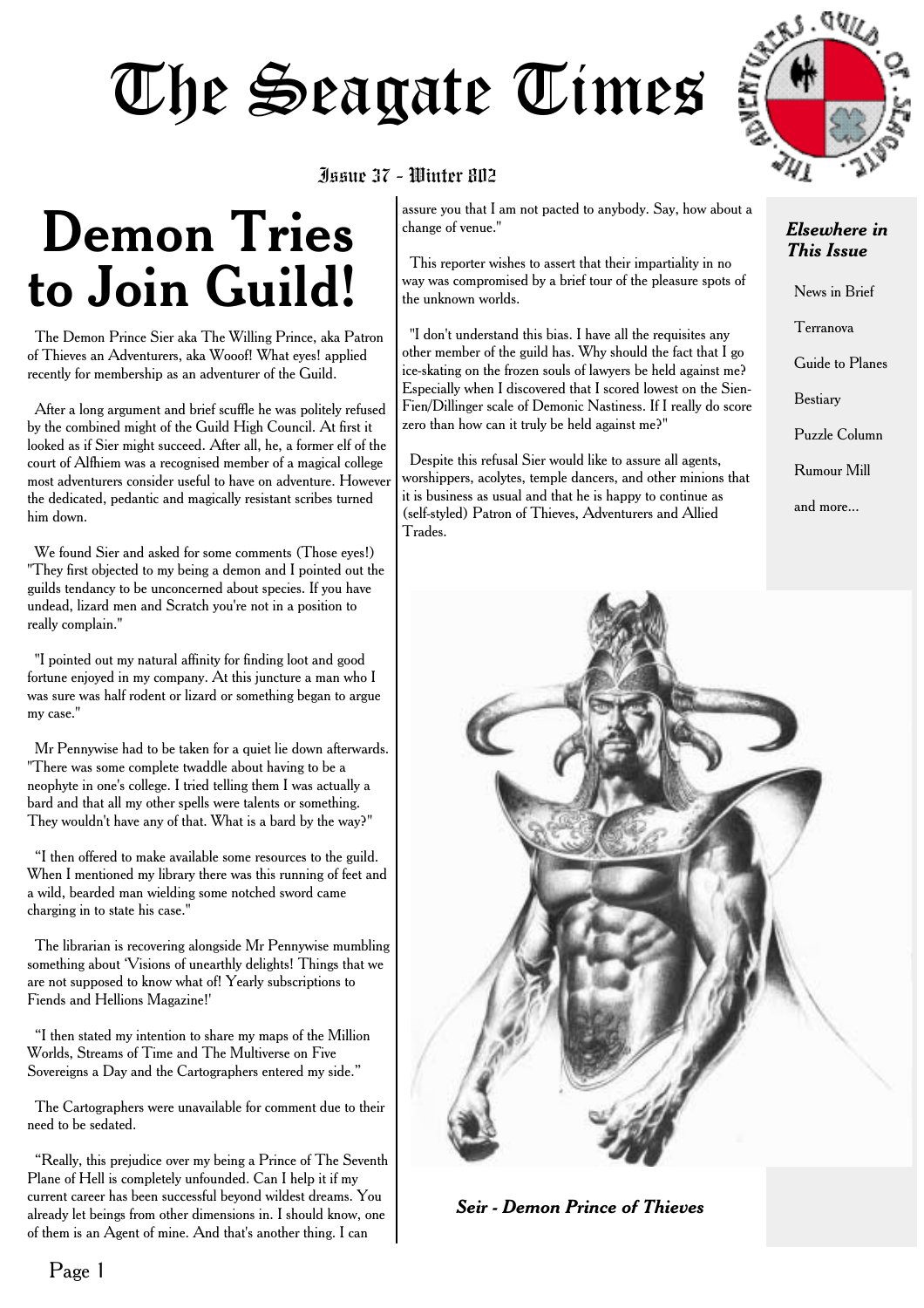# The Seagate Times

Issue 37 - Winter 802

## Demon Tries to Join Guild!

The Demon Prince Sier aka The Willing Prince, aka Patron of Thieves an Adventurers, aka Wooof! What eyes! applied recently for membership as an adventurer of the Guild.

After a long argument and brief scuffle he was politely refused by the combined might of the Guild High Council. At first it looked as if Sier might succeed. After all, he, a former elf of the court of Alfhiem was a recognised member of a magical college most adventurers consider useful to have on adventure. However the dedicated, pedantic and magically resistant scribes turned him down.

We found Sier and asked for some comments (Those eyes!) "They first objected to my being a demon and I pointed out the guilds tendancy to be unconcerned about species. If you have undead, lizard men and Scratch you're not in a position to really complain."

"I pointed out my natural affinity for finding loot and good fortune enjoyed in my company. At this juncture a man who I was sure was half rodent or lizard or something began to argue my case."

Mr Pennywise had to be taken for a quiet lie down afterwards. "There was some complete twaddle about having to be a neophyte in one's college. I tried telling them I was actually a bard and that all my other spells were talents or something. They wouldn't have any of that. What is a bard by the way?"

"I then offered to make available some resources to the guild. When I mentioned my library there was this running of feet and a wild, bearded man wielding some notched sword came charging in to state his case."

The librarian is recovering alongside Mr Pennywise mumbling something about 'Visions of unearthly delights! Things that we are not supposed to know what of! Yearly subscriptions to Fiends and Hellions Magazine!'

"I then stated my intention to share my maps of the Million Worlds, Streams of Time and The Multiverse on Five Sovereigns a Day and the Cartographers entered my side."

The Cartographers were unavailable for comment due to their need to be sedated.

"Really, this prejudice over my being a Prince of The Seventh Plane of Hell is completely unfounded. Can I help it if my current career has been successful beyond wildest dreams. You already let beings from other dimensions in. I should know, one of them is an Agent of mine. And that's another thing. I can assure you that I am not pacted to anybody. Say, how about a change of venue."

This reporter wishes to assert that their impartiality in no way was compromised by a brief tour of the pleasure spots of the unknown worlds.

"I don't understand this bias. I have all the requisites any other member of the guild has. Why should the fact that I go ice-skating on the frozen souls of lawyers be held against me? Especially when I discovered that I scored lowest on the Sien-Fien/Dillinger scale of Demonic Nastiness. If I really do score zero than how can it truly be held against me?"

Despite this refusal Sier would like to assure all agents, worshippers, acolytes, temple dancers, and other minions that it is business as usual and that he is happy to continue as (self-styled) Patron of Thieves, Adventurers and Allied Trades.

*Seir - Demon Prince of Thieves*

### *Elsewhere in This Issue*

- News in Brief
- Terranova
- Guide to Planes
- Bestiary
- Puzzle Column
- Rumour Mill
- and more...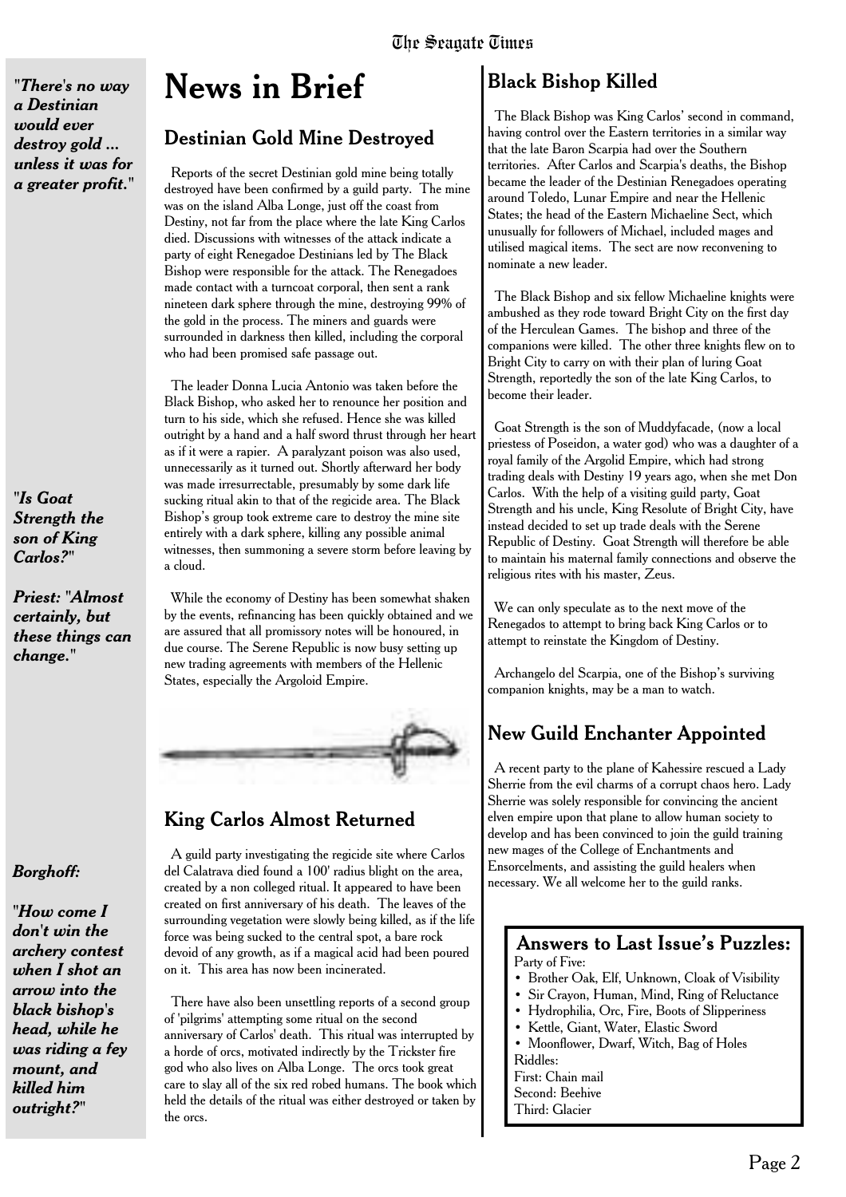*"There's no way a Destinian would ever destroy gold ... unless it was for a greater profit."*

*"Is Goat Strength the son of King Carlos?"*

*Priest: "Almost certainly, but these things can change."*

*Borghoff:*

*"How come I don't win the archery contest when I shot an arrow into the black bishop's head, while he was riding a fey mount, and killed him outright?"*

# News in Brief

## Destinian Gold Mine Destroyed

Reports of the secret Destinian gold mine being totally destroyed have been confirmed by a guild party. The mine was on the island Alba Longe, just off the coast from Destiny, not far from the place where the late King Carlos died. Discussions with witnesses of the attack indicate a party of eight Renegadoe Destinians led by The Black Bishop were responsible for the attack. The Renegadoes made contact with a turncoat corporal, then sent a rank nineteen dark sphere through the mine, destroying 99% of the gold in the process. The miners and guards were surrounded in darkness then killed, including the corporal who had been promised safe passage out.

The leader Donna Lucia Antonio was taken before the Black Bishop, who asked her to renounce her position and turn to his side, which she refused. Hence she was killed outright by a hand and a half sword thrust through her heart as if it were a rapier. A paralyzant poison was also used, unnecessarily as it turned out. Shortly afterward her body was made irresurrectable, presumably by some dark life sucking ritual akin to that of the regicide area. The Black Bishop's group took extreme care to destroy the mine site entirely with a dark sphere, killing any possible animal witnesses, then summoning a severe storm before leaving by a cloud.

While the economy of Destiny has been somewhat shaken by the events, refinancing has been quickly obtained and we are assured that all promissory notes will be honoured, in due course. The Serene Republic is now busy setting up new trading agreements with members of the Hellenic States, especially the Argoloid Empire.

## King Carlos Almost Returned

A guild party investigating the regicide site where Carlos del Calatrava died found a 100' radius blight on the area, created by a non colleged ritual. It appeared to have been created on first anniversary of his death. The leaves of the surrounding vegetation were slowly being killed, as if the life force was being sucked to the central spot, a bare rock devoid of any growth, as if a magical acid had been poured on it. This area has now been incinerated.

There have also been unsettling reports of a second group of 'pilgrims' attempting some ritual on the second anniversary of Carlos' death. This ritual was interrupted by a horde of orcs, motivated indirectly by the Trickster fire god who also lives on Alba Longe. The orcs took great care to slay all of the six red robed humans. The book which held the details of the ritual was either destroyed or taken by the orcs.

## Black Bishop Killed

The Black Bishop was King Carlos' second in command, having control over the Eastern territories in a similar way that the late Baron Scarpia had over the Southern territories. After Carlos and Scarpia's deaths, the Bishop became the leader of the Destinian Renegadoes operating around Toledo, Lunar Empire and near the Hellenic States; the head of the Eastern Michaeline Sect, which unusually for followers of Michael, included mages and utilised magical items. The sect are now reconvening to nominate a new leader.

The Black Bishop and six fellow Michaeline knights were ambushed as they rode toward Bright City on the first day of the Herculean Games. The bishop and three of the companions were killed. The other three knights flew on to Bright City to carry on with their plan of luring Goat Strength, reportedly the son of the late King Carlos, to become their leader.

Goat Strength is the son of Muddyfacade, (now a local priestess of Poseidon, a water god) who was a daughter of a royal family of the Argolid Empire, which had strong trading deals with Destiny 19 years ago, when she met Don Carlos. With the help of a visiting guild party, Goat Strength and his uncle, King Resolute of Bright City, have instead decided to set up trade deals with the Serene Republic of Destiny. Goat Strength will therefore be able to maintain his maternal family connections and observe the religious rites with his master, Zeus.

We can only speculate as to the next move of the Renegados to attempt to bring back King Carlos or to attempt to reinstate the Kingdom of Destiny.

Archangelo del Scarpia, one of the Bishop's surviving companion knights, may be a man to watch.

## New Guild Enchanter Appointed

A recent party to the plane of Kahessire rescued a Lady Sherrie from the evil charms of a corrupt chaos hero. Lady Sherrie was solely responsible for convincing the ancient elven empire upon that plane to allow human society to develop and has been convinced to join the guild training new mages of the College of Enchantments and Ensorcelments, and assisting the guild healers when necessary. We all welcome her to the guild ranks.

### Answers to Last Issue's Puzzles:

Party of Five:

- Brother Oak, Elf, Unknown, Cloak of Visibility
- Sir Crayon, Human, Mind, Ring of Reluctance
- Hydrophilia, Orc, Fire, Boots of Slipperiness
- Kettle, Giant, Water, Elastic Sword
- Moonflower, Dwarf, Witch, Bag of Holes

Riddles:

First: Chain mail
Second: Beehive
Third: Glacier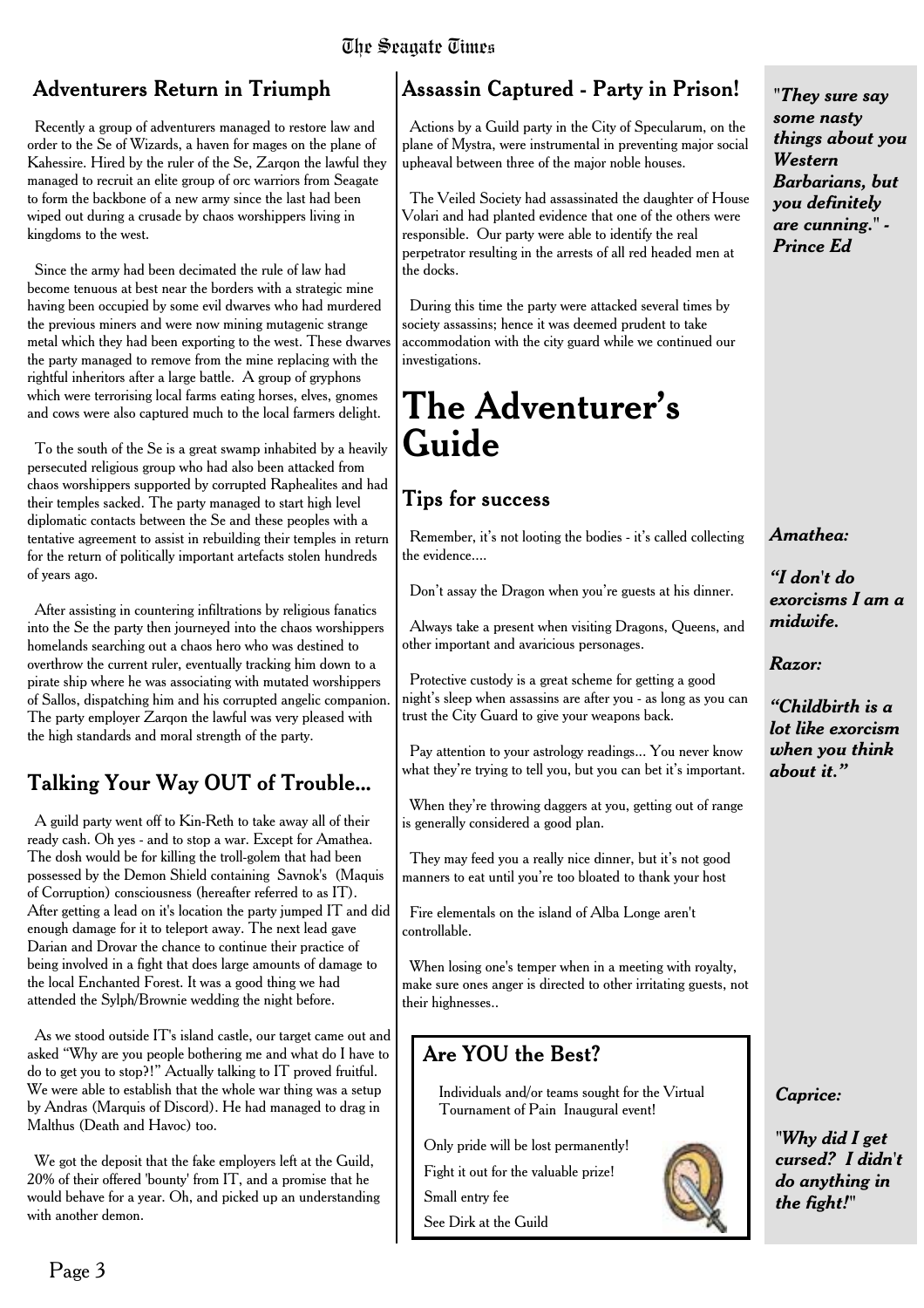## Adventurers Return in Triumph

Recently a group of adventurers managed to restore law and order to the Se of Wizards, a haven for mages on the plane of Kahessire. Hired by the ruler of the Se, Zarqon the lawful they managed to recruit an elite group of orc warriors from Seagate to form the backbone of a new army since the last had been wiped out during a crusade by chaos worshippers living in kingdoms to the west.

Since the army had been decimated the rule of law had become tenuous at best near the borders with a strategic mine having been occupied by some evil dwarves who had murdered the previous miners and were now mining mutagenic strange metal which they had been exporting to the west. These dwarves the party managed to remove from the mine replacing with the rightful inheritors after a large battle. A group of gryphons which were terrorising local farms eating horses, elves, gnomes and cows were also captured much to the local farmers delight.

To the south of the Se is a great swamp inhabited by a heavily persecuted religious group who had also been attacked from chaos worshippers supported by corrupted Raphealites and had their temples sacked. The party managed to start high level diplomatic contacts between the Se and these peoples with a tentative agreement to assist in rebuilding their temples in return for the return of politically important artefacts stolen hundreds of years ago.

After assisting in countering infiltrations by religious fanatics into the Se the party then journeyed into the chaos worshippers homelands searching out a chaos hero who was destined to overthrow the current ruler, eventually tracking him down to a pirate ship where he was associating with mutated worshippers of Sallos, dispatching him and his corrupted angelic companion. The party employer Zarqon the lawful was very pleased with the high standards and moral strength of the party.

## Talking Your Way OUT of Trouble...

A guild party went off to Kin-Reth to take away all of their ready cash. Oh yes - and to stop a war. Except for Amathea. The dosh would be for killing the troll-golem that had been possessed by the Demon Shield containing Savnok's (Maquis of Corruption) consciousness (hereafter referred to as IT). After getting a lead on it's location the party jumped IT and did enough damage for it to teleport away. The next lead gave Darian and Drovar the chance to continue their practice of being involved in a fight that does large amounts of damage to the local Enchanted Forest. It was a good thing we had attended the Sylph/Brownie wedding the night before.

As we stood outside IT's island castle, our target came out and asked "Why are you people bothering me and what do I have to do to get you to stop?!" Actually talking to IT proved fruitful. We were able to establish that the whole war thing was a setup by Andras (Marquis of Discord). He had managed to drag in Malthus (Death and Havoc) too.

We got the deposit that the fake employers left at the Guild, 20% of their offered 'bounty' from IT, and a promise that he would behave for a year. Oh, and picked up an understanding with another demon.

## Assassin Captured - Party in Prison!

Actions by a Guild party in the City of Specularum, on the plane of Mystra, were instrumental in preventing major social upheaval between three of the major noble houses.

The Veiled Society had assassinated the daughter of House Volari and had planted evidence that one of the others were responsible. Our party were able to identify the real perpetrator resulting in the arrests of all red headed men at the docks.

During this time the party were attacked several times by society assassins; hence it was deemed prudent to take accommodation with the city guard while we continued our investigations.

# The Adventurer's Guide

### Tips for success

Remember, it's not looting the bodies - it's called collecting the evidence....

Don't assay the Dragon when you're guests at his dinner.

Always take a present when visiting Dragons, Queens, and other important and avaricious personages.

Protective custody is a great scheme for getting a good night's sleep when assassins are after you - as long as you can trust the City Guard to give your weapons back.

Pay attention to your astrology readings... You never know what they're trying to tell you, but you can bet it's important.

When they're throwing daggers at you, getting out of range is generally considered a good plan.

They may feed you a really nice dinner, but it's not good manners to eat until you're too bloated to thank your host

Fire elementals on the island of Alba Longe aren't controllable.

When losing one's temper when in a meeting with royalty, make sure ones anger is directed to other irritating guests, not their highnesses..

### Are YOU the Best?

Individuals and/or teams sought for the Virtual Tournament of Pain Inaugural event!

Only pride will be lost permanently!

Fight it out for the valuable prize!

Small entry fee

See Dirk at the Guild

***"They sure say some nasty things about you Western Barbarians, but you definitely are cunning." - Prince Ed***

***Amathea:***

***"I don't do exorcisms I am a midwife.***

***Razor:***

***"Childbirth is a lot like exorcism when you think about it."***

***Caprice:***

***"Why did I get cursed? I didn't do anything in the fight!"***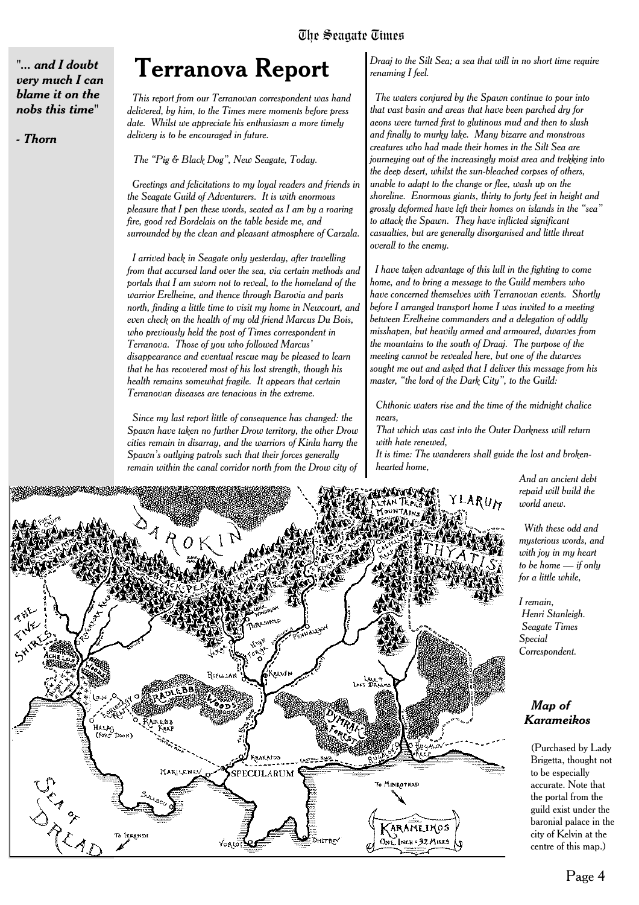"*... and I doubt very much I can blame it on the nobs this time*"

*- Thorn*

# Terranova Report

*This report from our Terranovan correspondent was hand delivered, by him, to the Times mere moments before press date. Whilst we appreciate his enthusiasm a more timely delivery is to be encouraged in future.*

*The "Pig & Black Dog", New Seagate, Today.*

*Greetings and felicitations to my loyal readers and friends in the Seagate Guild of Adventurers. It is with enormous pleasure that I pen these words, seated as I am by a roaring fire, good red Bordelais on the table beside me, and surrounded by the clean and pleasant atmosphere of Carzala.*

*I arrived back in Seagate only yesterday, after travelling from that accursed land over the sea, via certain methods and portals that I am sworn not to reveal, to the homeland of the warrior Erelheine, and thence through Barovia and parts north, finding a little time to visit my home in Newcourt, and even check on the health of my old friend Marcus Du Bois, who previously held the post of Times correspondent in Terranova. Those of you who followed Marcus' disappearance and eventual rescue may be pleased to learn that he has recovered most of his lost strength, though his health remains somewhat fragile. It appears that certain Terranovan diseases are tenacious in the extreme.*

*Since my last report little of consequence has changed: the Spawn have taken no further Drow territory, the other Drow cities remain in disarray, and the warriors of Kinlu harry the Spawn's outlying patrols such that their forces generally remain within the canal corridor north from the Drow city of Draaj to the Silt Sea; a sea that will in no short time require renaming I feel.*

*The waters conjured by the Spawn continue to pour into that vast basin and areas that have been parched dry for aeons were turned first to glutinous mud and then to slush and finally to murky lake. Many bizarre and monstrous creatures who had made their homes in the Silt Sea are journeying out of the increasingly moist area and trekking into the deep desert, whilst the sun-bleached corpses of others, unable to adapt to the change or flee, wash up on the shoreline. Enormous giants, thirty to forty feet in height and grossly deformed have left their homes on islands in the "sea" to attack the Spawn. They have inflicted significant casualties, but are generally disorganised and little threat overall to the enemy.*

*I have taken advantage of this lull in the fighting to come home, and to bring a message to the Guild members who have concerned themselves with Terranovan events. Shortly before I arranged transport home I was invited to a meeting between Erelheine commanders and a delegation of oddly misshapen, but heavily armed and armoured, dwarves from the mountains to the south of Draaj. The purpose of the meeting cannot be revealed here, but one of the dwarves sought me out and asked that I deliver this message from his master, "the lord of the Dark City", to the Guild:*

*Chthonic waters rise and the time of the midnight chalice nears,*
*That which was cast into the Outer Darkness will return with hate renewed,*
*It is time: The wanderers shall guide the lost and broken-hearted home,*
*And an ancient debt repaid will build the world anew.*

*With these odd and mysterious words, and with joy in my heart to be home — if only for a little while,*

*I remain,*
*Henri Stanleigh.*
*Seagate Times Special Correspondent.*

***Map of Karameikos***

(Purchased by Lady Brigetta, thought not to be especially accurate. Note that the portal from the guild exist under the baronial palace in the city of Kelvin at the centre of this map.)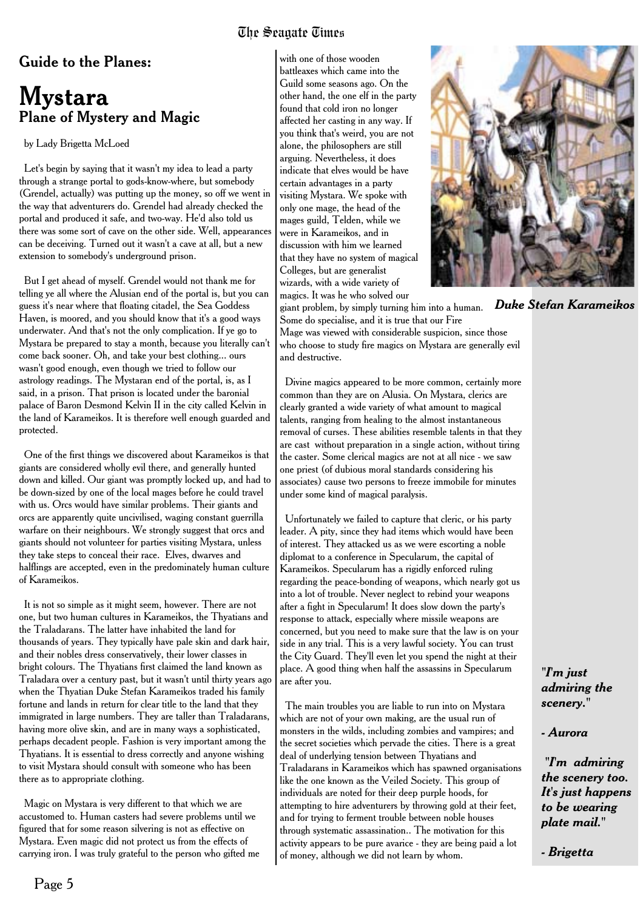## Guide to the Planes:

# Mystara

### Plane of Mystery and Magic

by Lady Brigetta McLoed

Let's begin by saying that it wasn't my idea to lead a party through a strange portal to gods-know-where, but somebody (Grendel, actually) was putting up the money, so off we went in the way that adventurers do. Grendel had already checked the portal and produced it safe, and two-way. He'd also told us there was some sort of cave on the other side. Well, appearances can be deceiving. Turned out it wasn't a cave at all, but a new extension to somebody's underground prison.

But I get ahead of myself. Grendel would not thank me for telling ye all where the Alusian end of the portal is, but you can guess it's near where that floating citadel, the Sea Goddess Haven, is moored, and you should know that it's a good ways underwater. And that's not the only complication. If ye go to Mystara be prepared to stay a month, because you literally can't come back sooner. Oh, and take your best clothing... ours wasn't good enough, even though we tried to follow our astrology readings. The Mystaran end of the portal, is, as I said, in a prison. That prison is located under the baronial palace of Baron Desmond Kelvin II in the city called Kelvin in the land of Karameikos. It is therefore well enough guarded and protected.

One of the first things we discovered about Karameikos is that giants are considered wholly evil there, and generally hunted down and killed. Our giant was promptly locked up, and had to be down-sized by one of the local mages before he could travel with us. Orcs would have similar problems. Their giants and orcs are apparently quite uncivilised, waging constant guerrilla warfare on their neighbours. We strongly suggest that orcs and giants should not volunteer for parties visiting Mystara, unless they take steps to conceal their race. Elves, dwarves and halflings are accepted, even in the predominately human culture of Karameikos.

It is not so simple as it might seem, however. There are not one, but two human cultures in Karameikos, the Thyatians and the Traladarans. The latter have inhabited the land for thousands of years. They typically have pale skin and dark hair, and their nobles dress conservatively, their lower classes in bright colours. The Thyatians first claimed the land known as Traladara over a century past, but it wasn't until thirty years ago when the Thyatian Duke Stefan Karameikos traded his family fortune and lands in return for clear title to the land that they immigrated in large numbers. They are taller than Traladarans, having more olive skin, and are in many ways a sophisticated, perhaps decadent people. Fashion is very important among the Thyatians. It is essential to dress correctly and anyone wishing to visit Mystara should consult with someone who has been there as to appropriate clothing.

Magic on Mystara is very different to that which we are accustomed to. Human casters had severe problems until we figured that for some reason silvering is not as effective on Mystara. Even magic did not protect us from the effects of carrying iron. I was truly grateful to the person who gifted me with one of those wooden battleaxes which came into the Guild some seasons ago. On the other hand, the one elf in the party found that cold iron no longer affected her casting in any way. If you think that's weird, you are not alone, the philosophers are still arguing. Nevertheless, it does indicate that elves would be have certain advantages in a party visiting Mystara. We spoke with only one mage, the head of the mages guild, Telden, while we were in Karameikos, and in discussion with him we learned that they have no system of magical Colleges, but are generalist wizards, with a wide variety of magics. It was he who solved our giant problem, by simply turning him into a human. Some do specialise, and it is true that our Fire Mage was viewed with considerable suspicion, since those who choose to study fire magics on Mystara are generally evil and destructive.

***Duke Stefan Karameikos***

Divine magics appeared to be more common, certainly more common than they are on Alusia. On Mystara, clerics are clearly granted a wide variety of what amount to magical talents, ranging from healing to the almost instantaneous removal of curses. These abilities resemble talents in that they are cast without preparation in a single action, without tiring the caster. Some clerical magics are not at all nice - we saw one priest (of dubious moral standards considering his associates) cause two persons to freeze immobile for minutes under some kind of magical paralysis.

Unfortunately we failed to capture that cleric, or his party leader. A pity, since they had items which would have been of interest. They attacked us as we were escorting a noble diplomat to a conference in Specularum, the capital of Karameikos. Specularum has a rigidly enforced ruling regarding the peace-bonding of weapons, which nearly got us into a lot of trouble. Never neglect to rebind your weapons after a fight in Specularum! It does slow down the party's response to attack, especially where missile weapons are concerned, but you need to make sure that the law is on your side in any trial. This is a very lawful society. You can trust the City Guard. They'll even let you spend the night at their place. A good thing when half the assassins in Specularum are after you.

The main troubles you are liable to run into on Mystara which are not of your own making, are the usual run of monsters in the wilds, including zombies and vampires; and the secret societies which pervade the cities. There is a great deal of underlying tension between Thyatians and Traladarans in Karameikos which has spawned organisations like the one known as the Veiled Society. This group of individuals are noted for their deep purple hoods, for attempting to hire adventurers by throwing gold at their feet, and for trying to ferment trouble between noble houses through systematic assassination.. The motivation for this activity appears to be pure avarice - they are being paid a lot of money, although we did not learn by whom.

***"I'm just admiring the scenery."***

***- Aurora***

***"I'm admiring the scenery too. It's just happens to be wearing plate mail."***

***- Brigetta***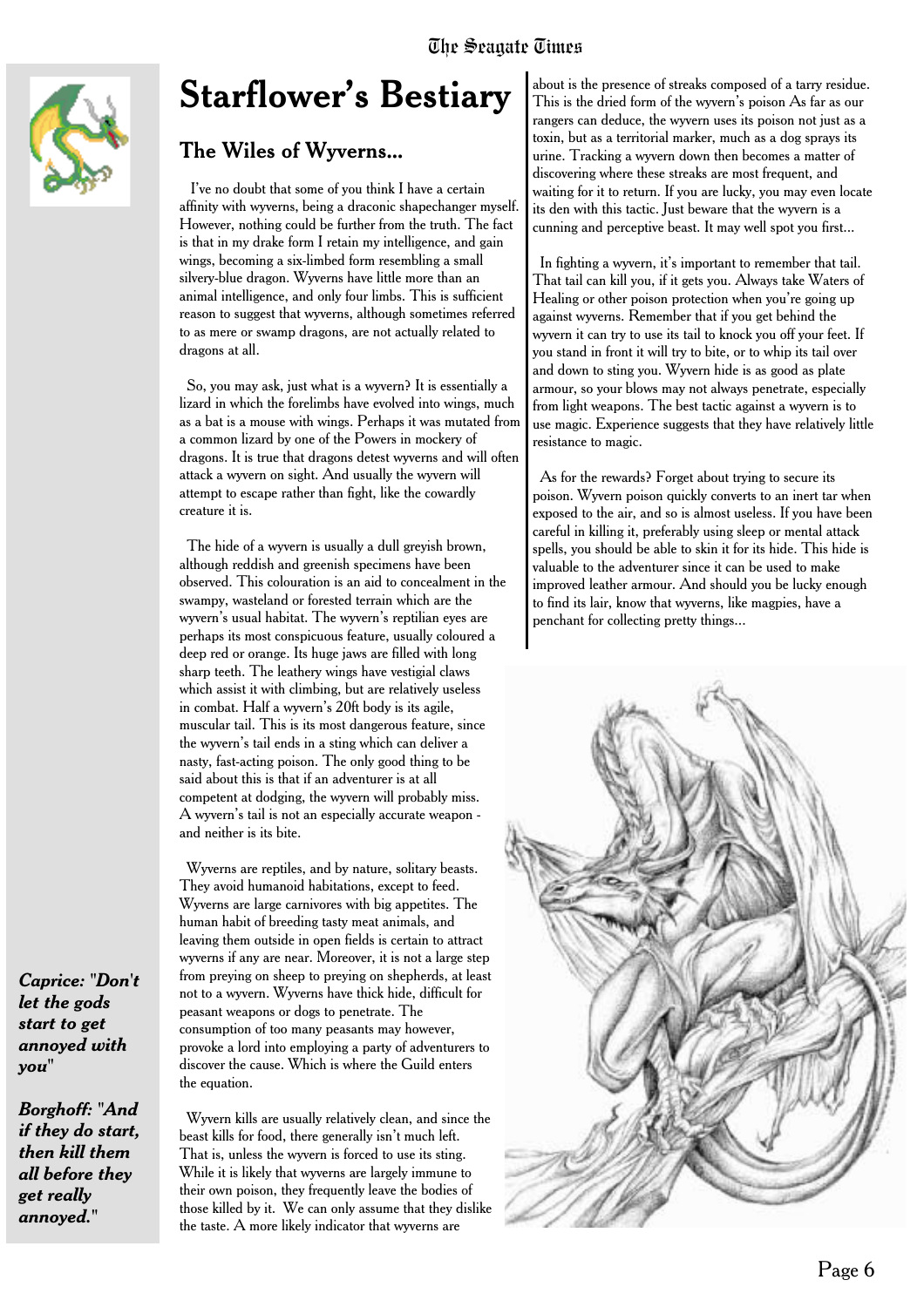# Starflower's Bestiary

## The Wiles of Wyverns...

I've no doubt that some of you think I have a certain affinity with wyverns, being a draconic shapechanger myself. However, nothing could be further from the truth. The fact is that in my drake form I retain my intelligence, and gain wings, becoming a six-limbed form resembling a small silvery-blue dragon. Wyverns have little more than an animal intelligence, and only four limbs. This is sufficient reason to suggest that wyverns, although sometimes referred to as mere or swamp dragons, are not actually related to dragons at all.

So, you may ask, just what is a wyvern? It is essentially a lizard in which the forelimbs have evolved into wings, much as a bat is a mouse with wings. Perhaps it was mutated from a common lizard by one of the Powers in mockery of dragons. It is true that dragons detest wyverns and will often attack a wyvern on sight. And usually the wyvern will attempt to escape rather than fight, like the cowardly creature it is.

The hide of a wyvern is usually a dull greyish brown, although reddish and greenish specimens have been observed. This colouration is an aid to concealment in the swampy, wasteland or forested terrain which are the wyvern's usual habitat. The wyvern's reptilian eyes are perhaps its most conspicuous feature, usually coloured a deep red or orange. Its huge jaws are filled with long sharp teeth. The leathery wings have vestigial claws which assist it with climbing, but are relatively useless in combat. Half a wyvern's 20ft body is its agile, muscular tail. This is its most dangerous feature, since the wyvern's tail ends in a sting which can deliver a nasty, fast-acting poison. The only good thing to be said about this is that if an adventurer is at all competent at dodging, the wyvern will probably miss. A wyvern's tail is not an especially accurate weapon - and neither is its bite.

Wyverns are reptiles, and by nature, solitary beasts. They avoid humanoid habitations, except to feed. Wyverns are large carnivores with big appetites. The human habit of breeding tasty meat animals, and leaving them outside in open fields is certain to attract wyverns if any are near. Moreover, it is not a large step from preying on sheep to preying on shepherds, at least not to a wyvern. Wyverns have thick hide, difficult for peasant weapons or dogs to penetrate. The consumption of too many peasants may however, provoke a lord into employing a party of adventurers to discover the cause. Which is where the Guild enters the equation.

Wyvern kills are usually relatively clean, and since the beast kills for food, there generally isn't much left. That is, unless the wyvern is forced to use its sting. While it is likely that wyverns are largely immune to their own poison, they frequently leave the bodies of those killed by it. We can only assume that they dislike the taste. A more likely indicator that wyverns are about is the presence of streaks composed of a tarry residue. This is the dried form of the wyvern's poison As far as our rangers can deduce, the wyvern uses its poison not just as a toxin, but as a territorial marker, much as a dog sprays its urine. Tracking a wyvern down then becomes a matter of discovering where these streaks are most frequent, and waiting for it to return. If you are lucky, you may even locate its den with this tactic. Just beware that the wyvern is a cunning and perceptive beast. It may well spot you first...

In fighting a wyvern, it's important to remember that tail. That tail can kill you, if it gets you. Always take Waters of Healing or other poison protection when you're going up against wyverns. Remember that if you get behind the wyvern it can try to use its tail to knock you off your feet. If you stand in front it will try to bite, or to whip its tail over and down to sting you. Wyvern hide is as good as plate armour, so your blows may not always penetrate, especially from light weapons. The best tactic against a wyvern is to use magic. Experience suggests that they have relatively little resistance to magic.

As for the rewards? Forget about trying to secure its poison. Wyvern poison quickly converts to an inert tar when exposed to the air, and so is almost useless. If you have been careful in killing it, preferably using sleep or mental attack spells, you should be able to skin it for its hide. This hide is valuable to the adventurer since it can be used to make improved leather armour. And should you be lucky enough to find its lair, know that wyverns, like magpies, have a penchant for collecting pretty things...

***Caprice: "Don't let the gods start to get annoyed with you"***

***Borghoff: "And if they do start, then kill them all before they get really annoyed."***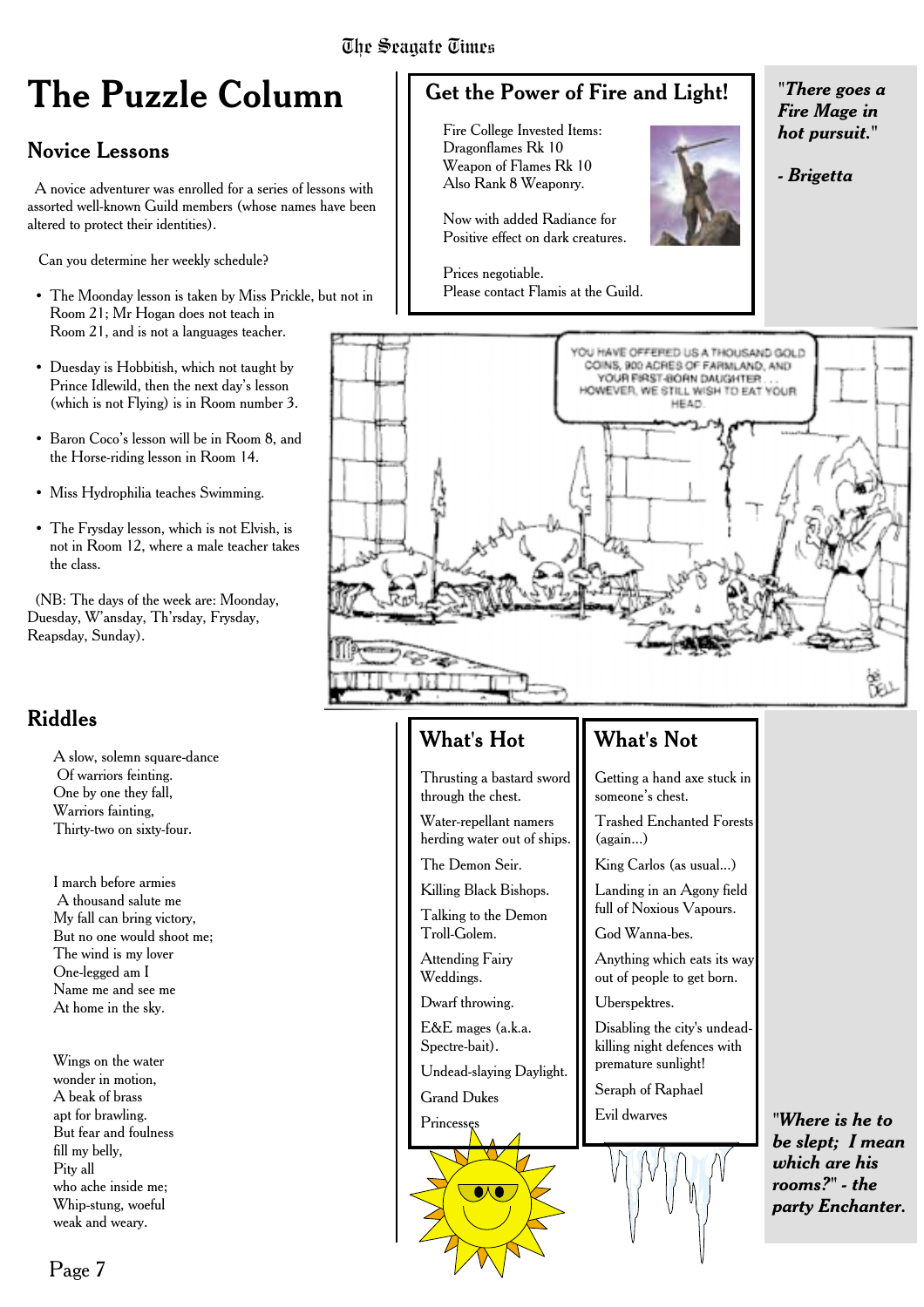# The Puzzle Column

## Novice Lessons

A novice adventurer was enrolled for a series of lessons with assorted well-known Guild members (whose names have been altered to protect their identities).

Can you determine her weekly schedule?

- The Moonday lesson is taken by Miss Prickle, but not in Room 21; Mr Hogan does not teach in Room 21, and is not a languages teacher.
- Duesday is Hobbitish, which not taught by Prince Idlewild, then the next day's lesson (which is not Flying) is in Room number 3.
- Baron Coco's lesson will be in Room 8, and the Horse-riding lesson in Room 14.
- Miss Hydrophilia teaches Swimming.
- The Frysday lesson, which is not Elvish, is not in Room 12, where a male teacher takes the class.

(NB: The days of the week are: Moonday, Duesday, W'ansday, Th'rsday, Frysday, Reapsday, Sunday).

## Riddles

A slow, solemn square-dance
Of warriors feinting.
One by one they fall,
Warriors fainting,
Thirty-two on sixty-four.

I march before armies
A thousand salute me
My fall can bring victory,
But no one would shoot me;
The wind is my lover
One-legged am I
Name me and see me
At home in the sky.

Wings on the water
wonder in motion,
A beak of brass
apt for brawling.
But fear and foulness
fill my belly,
Pity all
who ache inside me;
Whip-stung, woeful
weak and weary.

## Get the Power of Fire and Light!

Fire College Invested Items:
Dragonflames Rk 10
Weapon of Flames Rk 10
Also Rank 8 Weaponry.

Now with added Radiance for
Positive effect on dark creatures.

Prices negotiable.
Please contact Flamis at the Guild.

***"There goes a Fire Mage in hot pursuit."***

***- Brigetta***

## What's Hot

- Thrusting a bastard sword through the chest.
- Water-repellant namers herding water out of ships.
- The Demon Seir.
- Killing Black Bishops.
- Talking to the Demon Troll-Golem.
- Attending Fairy Weddings.
- Dwarf throwing.
- E&E mages (a.k.a. Spectre-bait).
- Undead-slaying Daylight.
- Grand Dukes
- Princesses

## What's Not

- Getting a hand axe stuck in someone's chest.
- Trashed Enchanted Forests (again...)
- King Carlos (as usual...)
- Landing in an Agony field full of Noxious Vapours.
- God Wanna-bes.
- Anything which eats its way out of people to get born.
- Uberspektres.
- Disabling the city's undead-killing night defences with premature sunlight!
- Seraph of Raphael
- Evil dwarves

***"Where is he to be slept; I mean which are his rooms?" - the party Enchanter.***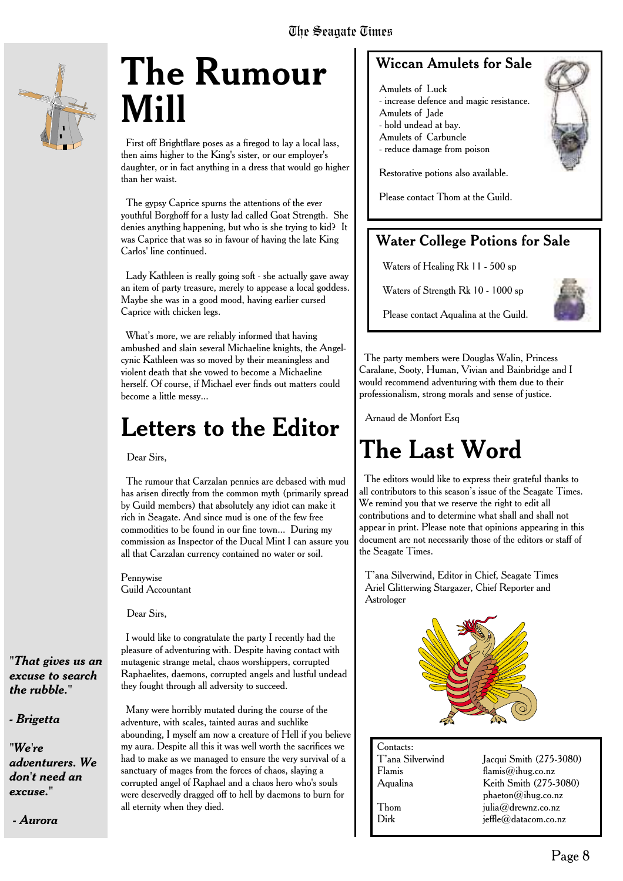# The Rumour Mill

First off Brightflare poses as a firegod to lay a local lass, then aims higher to the King's sister, or our employer's daughter, or in fact anything in a dress that would go higher than her waist.

The gypsy Caprice spurns the attentions of the ever youthful Borghoff for a lusty lad called Goat Strength. She denies anything happening, but who is she trying to kid? It was Caprice that was so in favour of having the late King Carlos' line continued.

Lady Kathleen is really going soft - she actually gave away an item of party treasure, merely to appease a local goddess. Maybe she was in a good mood, having earlier cursed Caprice with chicken legs.

What's more, we are reliably informed that having ambushed and slain several Michaeline knights, the Angel-cynic Kathleen was so moved by their meaningless and violent death that she vowed to become a Michaeline herself. Of course, if Michael ever finds out matters could become a little messy...

# Letters to the Editor

Dear Sirs,

The rumour that Carzalan pennies are debased with mud has arisen directly from the common myth (primarily spread by Guild members) that absolutely any idiot can make it rich in Seagate. And since mud is one of the few free commodities to be found in our fine town... During my commission as Inspector of the Ducal Mint I can assure you all that Carzalan currency contained no water or soil.

Pennywise
Guild Accountant

Dear Sirs,

I would like to congratulate the party I recently had the pleasure of adventuring with. Despite having contact with mutagenic strange metal, chaos worshippers, corrupted Raphaelites, daemons, corrupted angels and lustful undead they fought through all adversity to succeed.

Many were horribly mutated during the course of the adventure, with scales, tainted auras and suchlike abounding, I myself am now a creature of Hell if you believe my aura. Despite all this it was well worth the sacrifices we had to make as we managed to ensure the very survival of a sanctuary of mages from the forces of chaos, slaying a corrupted angel of Raphael and a chaos hero who's souls were deservedly dragged off to hell by daemons to burn for all eternity when they died.

The party members were Douglas Walin, Princess Caralane, Sooty, Human, Vivian and Bainbridge and I would recommend adventuring with them due to their professionalism, strong morals and sense of justice.

Arnaud de Monfort Esq

***"That gives us an excuse to search the rubble."***

***- Brigetta***

***"We're adventurers. We don't need an excuse."***

***- Aurora***

## Wiccan Amulets for Sale

Amulets of Luck
- increase defence and magic resistance.
Amulets of Jade
- hold undead at bay.
Amulets of Carbuncle
- reduce damage from poison

Restorative potions also available.

Please contact Thom at the Guild.

## Water College Potions for Sale

Waters of Healing Rk 11 - 500 sp

Waters of Strength Rk 10 - 1000 sp

Please contact Aqualina at the Guild.

# The Last Word

The editors would like to express their grateful thanks to all contributors to this season's issue of the Seagate Times. We remind you that we reserve the right to edit all contributions and to determine what shall and shall not appear in print. Please note that opinions appearing in this document are not necessarily those of the editors or staff of the Seagate Times.

T'ana Silverwind, Editor in Chief, Seagate Times
Ariel Glitterwing Stargazer, Chief Reporter and Astrologer

Contacts:

| | |
|---|---|
| T'ana Silverwind | Jacqui Smith (275-3080) |
| Flamis | flamis@ihug.co.nz |
| Aqualina | Keith Smith (275-3080) phaeton@ihug.co.nz |
| Thom | julia@drewnz.co.nz |
| Dirk | jeffle@datacom.co.nz |